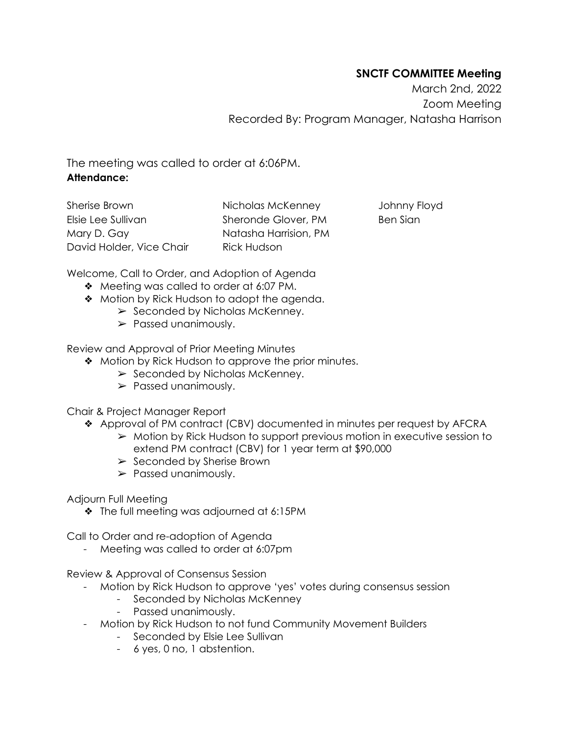**SNCTF COMMITTEE Meeting**

March 2nd, 2022

Zoom Meeting

Recorded By: Program Manager, Natasha Harrison

The meeting was called to order at 6:06PM.

**Attendance:**

| | | |
|---|---|---|
| Sherise Brown | Nicholas McKenney | Johnny Floyd |
| Elsie Lee Sullivan | Sheronde Glover, PM | Ben Sian |
| Mary D. Gay | Natasha Harrision, PM | |
| David Holder, Vice Chair | Rick Hudson | |

Welcome, Call to Order, and Adoption of Agenda

- Meeting was called to order at 6:07 PM.
- Motion by Rick Hudson to adopt the agenda.
  - Seconded by Nicholas McKenney.
  - Passed unanimously.

Review and Approval of Prior Meeting Minutes

- Motion by Rick Hudson to approve the prior minutes.
  - Seconded by Nicholas McKenney.
  - Passed unanimously.

Chair & Project Manager Report

- Approval of PM contract (CBV) documented in minutes per request by AFCRA
  - Motion by Rick Hudson to support previous motion in executive session to extend PM contract (CBV) for 1 year term at $90,000
  - Seconded by Sherise Brown
  - Passed unanimously.

Adjourn Full Meeting

- The full meeting was adjourned at 6:15PM

Call to Order and re-adoption of Agenda

- Meeting was called to order at 6:07pm

Review & Approval of Consensus Session

- Motion by Rick Hudson to approve 'yes' votes during consensus session
  - Seconded by Nicholas McKenney
  - Passed unanimously.
- Motion by Rick Hudson to not fund Community Movement Builders
  - Seconded by Elsie Lee Sullivan
  - 6 yes, 0 no, 1 abstention.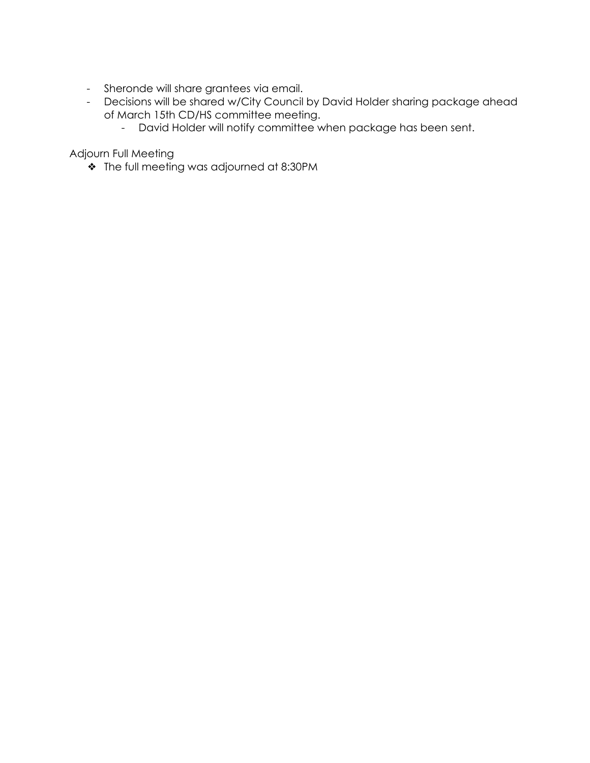- Sheronde will share grantees via email.
- Decisions will be shared w/City Council by David Holder sharing package ahead of March 15th CD/HS committee meeting.
  - David Holder will notify committee when package has been sent.

Adjourn Full Meeting

- ❖ The full meeting was adjourned at 8:30PM